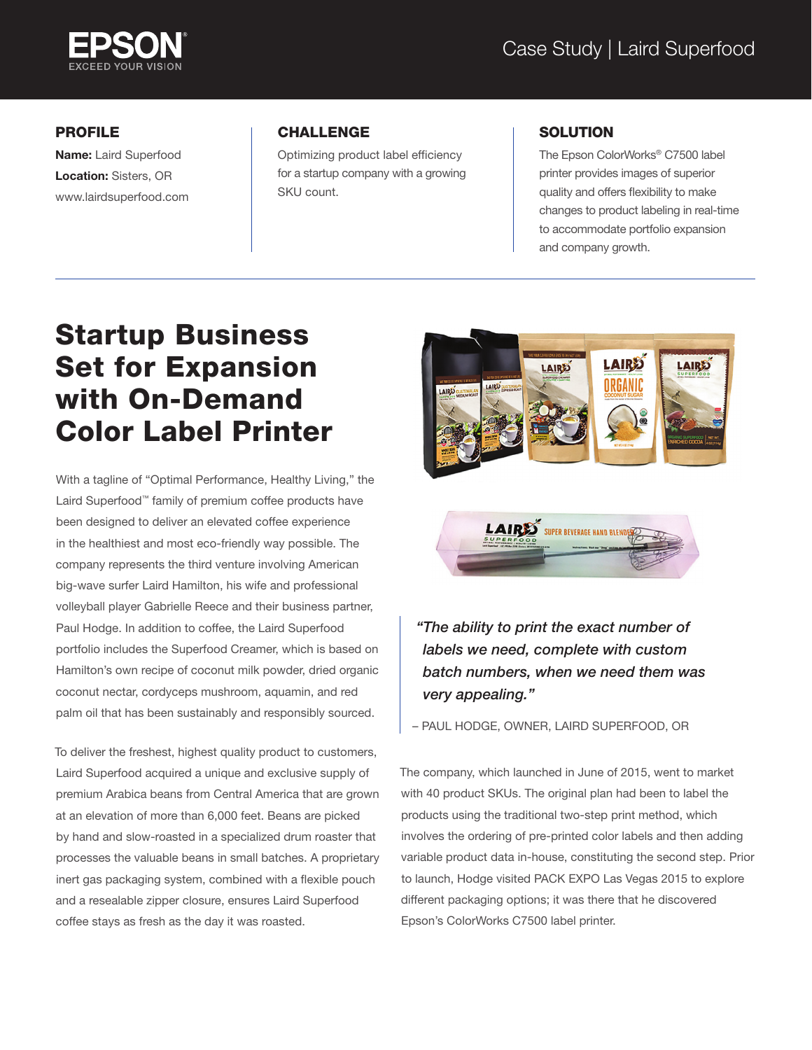# Case Study | Laird Superfood

## PROFILE

**Name:** Laird Superfood

**Location:** Sisters, OR

www.lairdsuperfood.com

## CHALLENGE

Optimizing product label efficiency for a startup company with a growing SKU count.

## SOLUTION

The Epson ColorWorks® C7500 label printer provides images of superior quality and offers flexibility to make changes to product labeling in real-time to accommodate portfolio expansion and company growth.

# Startup Business Set for Expansion with On-Demand Color Label Printer

With a tagline of "Optimal Performance, Healthy Living," the Laird Superfood™ family of premium coffee products have been designed to deliver an elevated coffee experience in the healthiest and most eco-friendly way possible. The company represents the third venture involving American big-wave surfer Laird Hamilton, his wife and professional volleyball player Gabrielle Reece and their business partner, Paul Hodge. In addition to coffee, the Laird Superfood portfolio includes the Superfood Creamer, which is based on Hamilton's own recipe of coconut milk powder, dried organic coconut nectar, cordyceps mushroom, aquamin, and red palm oil that has been sustainably and responsibly sourced.

To deliver the freshest, highest quality product to customers, Laird Superfood acquired a unique and exclusive supply of premium Arabica beans from Central America that are grown at an elevation of more than 6,000 feet. Beans are picked by hand and slow-roasted in a specialized drum roaster that processes the valuable beans in small batches. A proprietary inert gas packaging system, combined with a flexible pouch and a resealable zipper closure, ensures Laird Superfood coffee stays as fresh as the day it was roasted.

> *"The ability to print the exact number of labels we need, complete with custom batch numbers, when we need them was very appealing."*
>
> – PAUL HODGE, OWNER, LAIRD SUPERFOOD, OR

The company, which launched in June of 2015, went to market with 40 product SKUs. The original plan had been to label the products using the traditional two-step print method, which involves the ordering of pre-printed color labels and then adding variable product data in-house, constituting the second step. Prior to launch, Hodge visited PACK EXPO Las Vegas 2015 to explore different packaging options; it was there that he discovered Epson's ColorWorks C7500 label printer.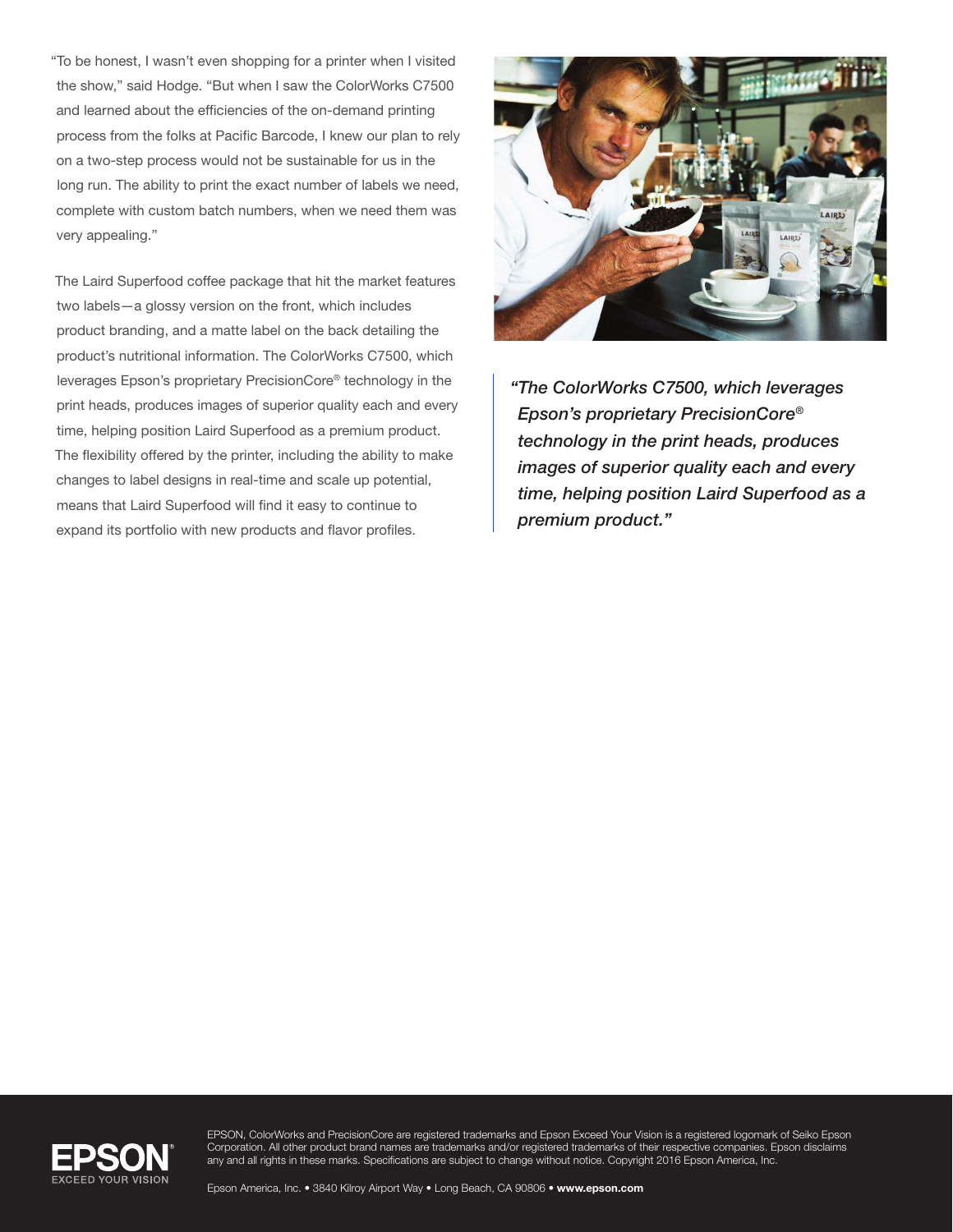"To be honest, I wasn't even shopping for a printer when I visited the show," said Hodge. "But when I saw the ColorWorks C7500 and learned about the efficiencies of the on-demand printing process from the folks at Pacific Barcode, I knew our plan to rely on a two-step process would not be sustainable for us in the long run. The ability to print the exact number of labels we need, complete with custom batch numbers, when we need them was very appealing."

The Laird Superfood coffee package that hit the market features two labels—a glossy version on the front, which includes product branding, and a matte label on the back detailing the product's nutritional information. The ColorWorks C7500, which leverages Epson's proprietary PrecisionCore® technology in the print heads, produces images of superior quality each and every time, helping position Laird Superfood as a premium product. The flexibility offered by the printer, including the ability to make changes to label designs in real-time and scale up potential, means that Laird Superfood will find it easy to continue to expand its portfolio with new products and flavor profiles.

> *"The ColorWorks C7500, which leverages Epson's proprietary PrecisionCore® technology in the print heads, produces images of superior quality each and every time, helping position Laird Superfood as a premium product."*

EPSON, ColorWorks and PrecisionCore are registered trademarks and Epson Exceed Your Vision is a registered logomark of Seiko Epson Corporation. All other product brand names are trademarks and/or registered trademarks of their respective companies. Epson disclaims any and all rights in these marks. Specifications are subject to change without notice. Copyright 2016 Epson America, Inc.

Epson America, Inc. • 3840 Kilroy Airport Way • Long Beach, CA 90806 • **www.epson.com**